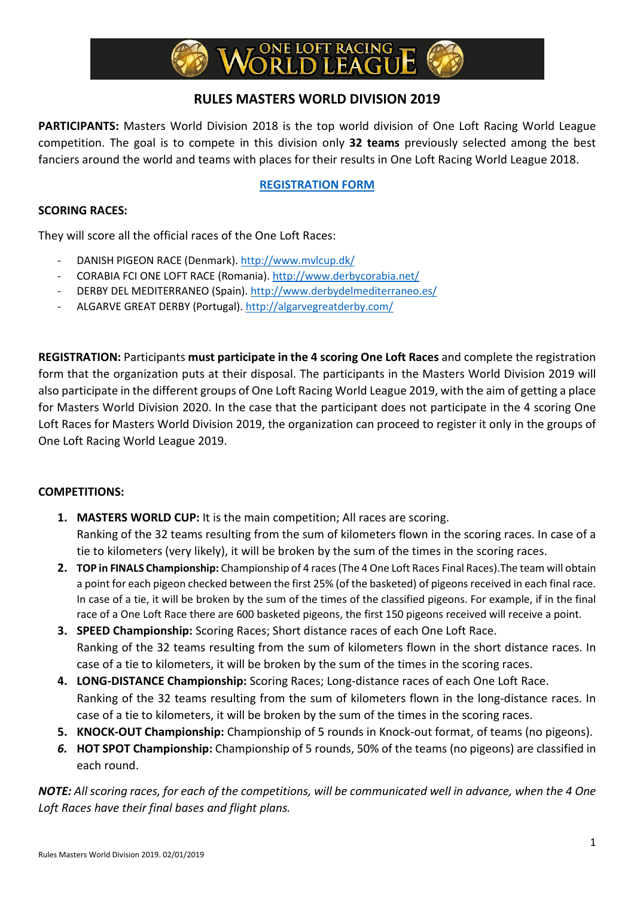# ONE LOFT RACING WORLD LEAGUE

## RULES MASTERS WORLD DIVISION 2019

**PARTICIPANTS:** Masters World Division 2018 is the top world division of One Loft Racing World League competition. The goal is to compete in this division only **32 teams** previously selected among the best fanciers around the world and teams with places for their results in One Loft Racing World League 2018.

**REGISTRATION FORM**

**SCORING RACES:**

They will score all the official races of the One Loft Races:

- DANISH PIGEON RACE (Denmark). http://www.mvlcup.dk/
- CORABIA FCI ONE LOFT RACE (Romania). http://www.derbycorabia.net/
- DERBY DEL MEDITERRANEO (Spain). http://www.derbydelmediterraneo.es/
- ALGARVE GREAT DERBY (Portugal). http://algarvegreatderby.com/

**REGISTRATION:** Participants **must participate in the 4 scoring One Loft Races** and complete the registration form that the organization puts at their disposal. The participants in the Masters World Division 2019 will also participate in the different groups of One Loft Racing World League 2019, with the aim of getting a place for Masters World Division 2020. In the case that the participant does not participate in the 4 scoring One Loft Races for Masters World Division 2019, the organization can proceed to register it only in the groups of One Loft Racing World League 2019.

**COMPETITIONS:**

1. **MASTERS WORLD CUP:** It is the main competition; All races are scoring. Ranking of the 32 teams resulting from the sum of kilometers flown in the scoring races. In case of a tie to kilometers (very likely), it will be broken by the sum of the times in the scoring races.
2. **TOP in FINALS Championship:** Championship of 4 races (The 4 One Loft Races Final Races).The team will obtain a point for each pigeon checked between the first 25% (of the basketed) of pigeons received in each final race. In case of a tie, it will be broken by the sum of the times of the classified pigeons. For example, if in the final race of a One Loft Race there are 600 basketed pigeons, the first 150 pigeons received will receive a point.
3. **SPEED Championship:** Scoring Races; Short distance races of each One Loft Race. Ranking of the 32 teams resulting from the sum of kilometers flown in the short distance races. In case of a tie to kilometers, it will be broken by the sum of the times in the scoring races.
4. **LONG-DISTANCE Championship:** Scoring Races; Long-distance races of each One Loft Race. Ranking of the 32 teams resulting from the sum of kilometers flown in the long-distance races. In case of a tie to kilometers, it will be broken by the sum of the times in the scoring races.
5. **KNOCK-OUT Championship:** Championship of 5 rounds in Knock-out format, of teams (no pigeons).
6. **HOT SPOT Championship:** Championship of 5 rounds, 50% of the teams (no pigeons) are classified in each round.

***NOTE:** All scoring races, for each of the competitions, will be communicated well in advance, when the 4 One Loft Races have their final bases and flight plans.*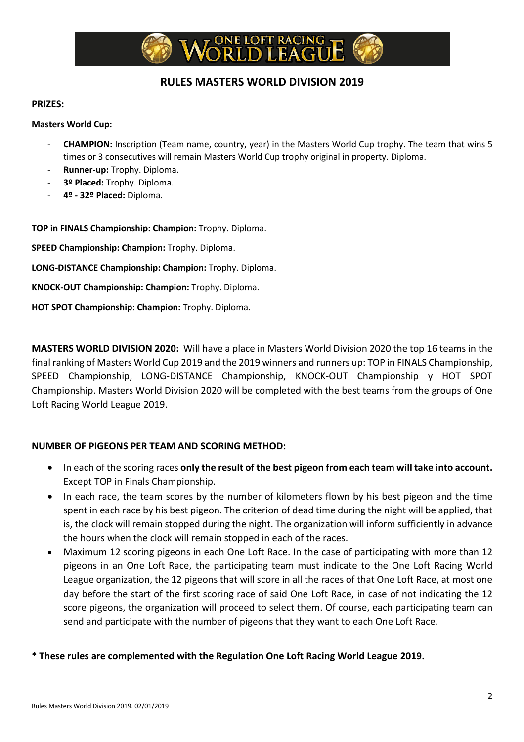# ONE LOFT RACING WORLD LEAGUE

## RULES MASTERS WORLD DIVISION 2019

**PRIZES:**

**Masters World Cup:**

- **CHAMPION:** Inscription (Team name, country, year) in the Masters World Cup trophy. The team that wins 5 times or 3 consecutives will remain Masters World Cup trophy original in property. Diploma.
- **Runner-up:** Trophy. Diploma.
- **3º Placed:** Trophy. Diploma.
- **4º - 32º Placed:** Diploma.

**TOP in FINALS Championship: Champion:** Trophy. Diploma.

**SPEED Championship: Champion:** Trophy. Diploma.

**LONG-DISTANCE Championship: Champion:** Trophy. Diploma.

**KNOCK-OUT Championship: Champion:** Trophy. Diploma.

**HOT SPOT Championship: Champion:** Trophy. Diploma.

**MASTERS WORLD DIVISION 2020:** Will have a place in Masters World Division 2020 the top 16 teams in the final ranking of Masters World Cup 2019 and the 2019 winners and runners up: TOP in FINALS Championship, SPEED Championship, LONG-DISTANCE Championship, KNOCK-OUT Championship y HOT SPOT Championship. Masters World Division 2020 will be completed with the best teams from the groups of One Loft Racing World League 2019.

**NUMBER OF PIGEONS PER TEAM AND SCORING METHOD:**

- In each of the scoring races **only the result of the best pigeon from each team will take into account.** Except TOP in Finals Championship.
- In each race, the team scores by the number of kilometers flown by his best pigeon and the time spent in each race by his best pigeon. The criterion of dead time during the night will be applied, that is, the clock will remain stopped during the night. The organization will inform sufficiently in advance the hours when the clock will remain stopped in each of the races.
- Maximum 12 scoring pigeons in each One Loft Race. In the case of participating with more than 12 pigeons in an One Loft Race, the participating team must indicate to the One Loft Racing World League organization, the 12 pigeons that will score in all the races of that One Loft Race, at most one day before the start of the first scoring race of said One Loft Race, in case of not indicating the 12 score pigeons, the organization will proceed to select them. Of course, each participating team can send and participate with the number of pigeons that they want to each One Loft Race.

**\* These rules are complemented with the Regulation One Loft Racing World League 2019.**